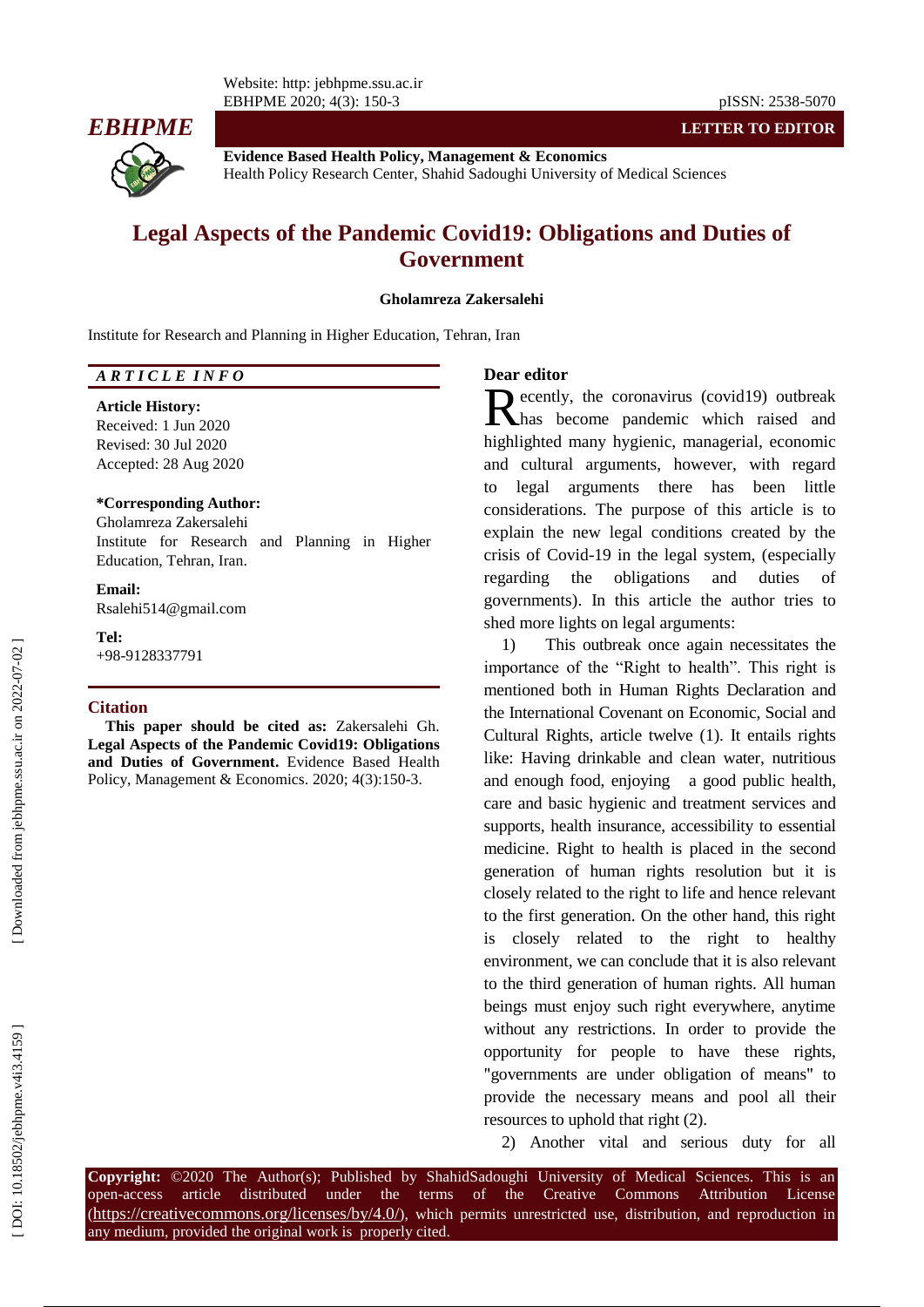**LETTER TO EDITOR**

# Legal Aspects of the Pandemic Covid19: Obligations and Duties of Government

**Gholamreza Zakersalehi**

Institute for Research and Planning in Higher Education, Tehran, Iran

*ARTICLE INFO*

**Article History:**
Received: 1 Jun 2020
Revised: 30 Jul 2020
Accepted: 28 Aug 2020

**\*Corresponding Author:**
Gholamreza Zakersalehi
Institute for Research and Planning in Higher Education, Tehran, Iran.

**Email:**
Rsalehi514@gmail.com

**Tel:**
+98-9128337791

**Citation**

**This paper should be cited as:** Zakersalehi Gh. **Legal Aspects of the Pandemic Covid19: Obligations and Duties of Government.** Evidence Based Health Policy, Management & Economics. 2020; 4(3):150-3.

**Dear editor**

Recently, the coronavirus (covid19) outbreak has become pandemic which raised and highlighted many hygienic, managerial, economic and cultural arguments, however, with regard to legal arguments there has been little considerations. The purpose of this article is to explain the new legal conditions created by the crisis of Covid-19 in the legal system, (especially regarding the obligations and duties of governments). In this article the author tries to shed more lights on legal arguments:

1) This outbreak once again necessitates the importance of the "Right to health". This right is mentioned both in Human Rights Declaration and the International Covenant on Economic, Social and Cultural Rights, article twelve (1). It entails rights like: Having drinkable and clean water, nutritious and enough food, enjoying a good public health, care and basic hygienic and treatment services and supports, health insurance, accessibility to essential medicine. Right to health is placed in the second generation of human rights resolution but it is closely related to the right to life and hence relevant to the first generation. On the other hand, this right is closely related to the right to healthy environment, we can conclude that it is also relevant to the third generation of human rights. All human beings must enjoy such right everywhere, anytime without any restrictions. In order to provide the opportunity for people to have these rights, "governments are under obligation of means" to provide the necessary means and pool all their resources to uphold that right (2).

2) Another vital and serious duty for all

**Copyright:** ©2020 The Author(s); Published by ShahidSadoughi University of Medical Sciences. This is an open-access article distributed under the terms of the Creative Commons Attribution License (https://creativecommons.org/licenses/by/4.0/), which permits unrestricted use, distribution, and reproduction in any medium, provided the original work is properly cited.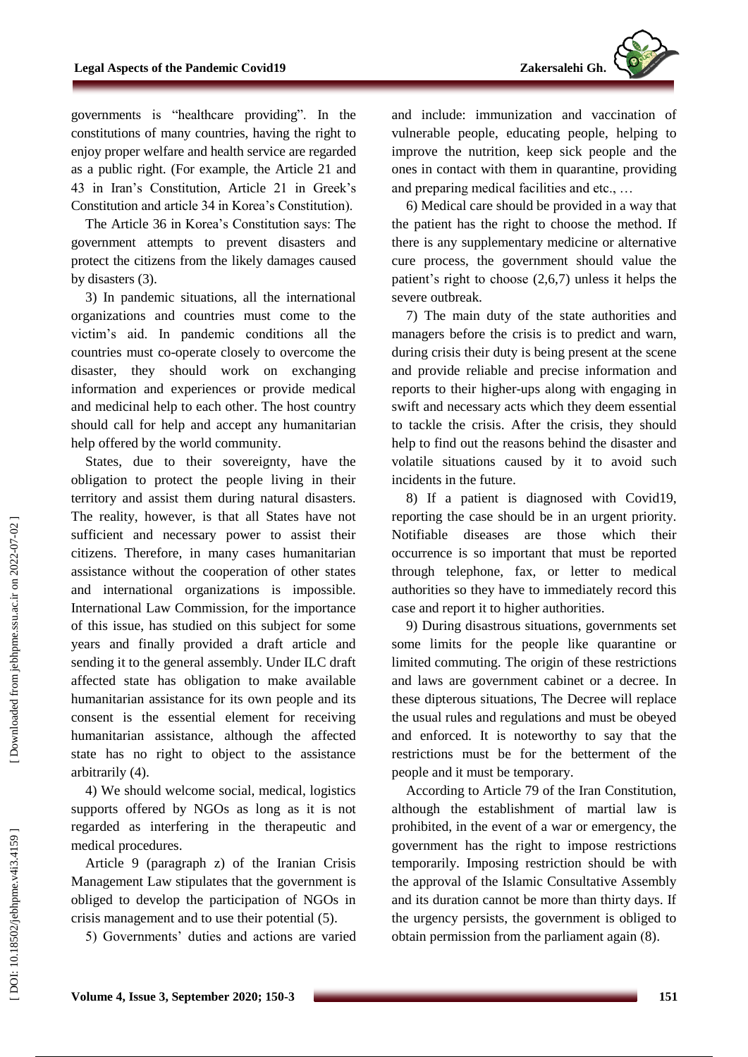governments is "healthcare providing". In the constitutions of many countries, having the right to enjoy proper welfare and health service are regarded as a public right. (For example, the Article 21 and 43 in Iran's Constitution, Article 21 in Greek's Constitution and article 34 in Korea's Constitution).

The Article 36 in Korea's Constitution says: The government attempts to prevent disasters and protect the citizens from the likely damages caused by disasters (3).

3) In pandemic situations, all the international organizations and countries must come to the victim's aid. In pandemic conditions all the countries must co-operate closely to overcome the disaster, they should work on exchanging information and experiences or provide medical and medicinal help to each other. The host country should call for help and accept any humanitarian help offered by the world community.

States, due to their sovereignty, have the obligation to protect the people living in their territory and assist them during natural disasters. The reality, however, is that all States have not sufficient and necessary power to assist their citizens. Therefore, in many cases humanitarian assistance without the cooperation of other states and international organizations is impossible. International Law Commission, for the importance of this issue, has studied on this subject for some years and finally provided a draft article and sending it to the general assembly. Under ILC draft affected state has obligation to make available humanitarian assistance for its own people and its consent is the essential element for receiving humanitarian assistance, although the affected state has no right to object to the assistance arbitrarily (4).

4) We should welcome social, medical, logistics supports offered by NGOs as long as it is not regarded as interfering in the therapeutic and medical procedures.

Article 9 (paragraph z) of the Iranian Crisis Management Law stipulates that the government is obliged to develop the participation of NGOs in crisis management and to use their potential (5).

5) Governments' duties and actions are varied and include: immunization and vaccination of vulnerable people, educating people, helping to improve the nutrition, keep sick people and the ones in contact with them in quarantine, providing and preparing medical facilities and etc., …

6) Medical care should be provided in a way that the patient has the right to choose the method. If there is any supplementary medicine or alternative cure process, the government should value the patient's right to choose (2,6,7) unless it helps the severe outbreak.

7) The main duty of the state authorities and managers before the crisis is to predict and warn, during crisis their duty is being present at the scene and provide reliable and precise information and reports to their higher-ups along with engaging in swift and necessary acts which they deem essential to tackle the crisis. After the crisis, they should help to find out the reasons behind the disaster and volatile situations caused by it to avoid such incidents in the future.

8) If a patient is diagnosed with Covid19, reporting the case should be in an urgent priority. Notifiable diseases are those which their occurrence is so important that must be reported through telephone, fax, or letter to medical authorities so they have to immediately record this case and report it to higher authorities.

9) During disastrous situations, governments set some limits for the people like quarantine or limited commuting. The origin of these restrictions and laws are government cabinet or a decree. In these dipterous situations, The Decree will replace the usual rules and regulations and must be obeyed and enforced. It is noteworthy to say that the restrictions must be for the betterment of the people and it must be temporary.

According to Article 79 of the Iran Constitution, although the establishment of martial law is prohibited, in the event of a war or emergency, the government has the right to impose restrictions temporarily. Imposing restriction should be with the approval of the Islamic Consultative Assembly and its duration cannot be more than thirty days. If the urgency persists, the government is obliged to obtain permission from the parliament again (8).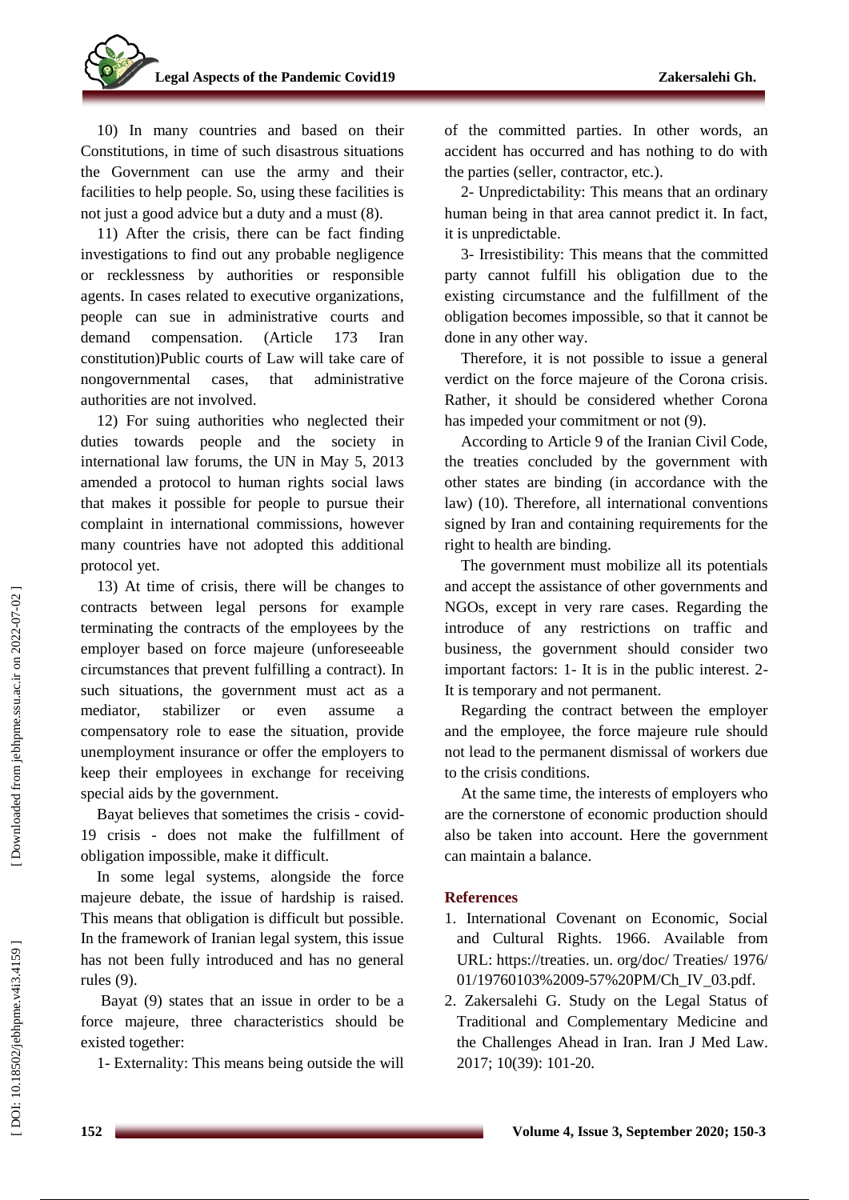10) In many countries and based on their Constitutions, in time of such disastrous situations the Government can use the army and their facilities to help people. So, using these facilities is not just a good advice but a duty and a must (8).

11) After the crisis, there can be fact finding investigations to find out any probable negligence or recklessness by authorities or responsible agents. In cases related to executive organizations, people can sue in administrative courts and demand compensation. (Article 173 Iran constitution)Public courts of Law will take care of nongovernmental cases, that administrative authorities are not involved.

12) For suing authorities who neglected their duties towards people and the society in international law forums, the UN in May 5, 2013 amended a protocol to human rights social laws that makes it possible for people to pursue their complaint in international commissions, however many countries have not adopted this additional protocol yet.

13) At time of crisis, there will be changes to contracts between legal persons for example terminating the contracts of the employees by the employer based on force majeure (unforeseeable circumstances that prevent fulfilling a contract). In such situations, the government must act as a mediator, stabilizer or even assume a compensatory role to ease the situation, provide unemployment insurance or offer the employers to keep their employees in exchange for receiving special aids by the government.

Bayat believes that sometimes the crisis - covid-19 crisis - does not make the fulfillment of obligation impossible, make it difficult.

In some legal systems, alongside the force majeure debate, the issue of hardship is raised. This means that obligation is difficult but possible. In the framework of Iranian legal system, this issue has not been fully introduced and has no general rules (9).

Bayat (9) states that an issue in order to be a force majeure, three characteristics should be existed together:

1- Externality: This means being outside the will of the committed parties. In other words, an accident has occurred and has nothing to do with the parties (seller, contractor, etc.).

2- Unpredictability: This means that an ordinary human being in that area cannot predict it. In fact, it is unpredictable.

3- Irresistibility: This means that the committed party cannot fulfill his obligation due to the existing circumstance and the fulfillment of the obligation becomes impossible, so that it cannot be done in any other way.

Therefore, it is not possible to issue a general verdict on the force majeure of the Corona crisis. Rather, it should be considered whether Corona has impeded your commitment or not (9).

According to Article 9 of the Iranian Civil Code, the treaties concluded by the government with other states are binding (in accordance with the law) (10). Therefore, all international conventions signed by Iran and containing requirements for the right to health are binding.

The government must mobilize all its potentials and accept the assistance of other governments and NGOs, except in very rare cases. Regarding the introduce of any restrictions on traffic and business, the government should consider two important factors: 1- It is in the public interest. 2- It is temporary and not permanent.

Regarding the contract between the employer and the employee, the force majeure rule should not lead to the permanent dismissal of workers due to the crisis conditions.

At the same time, the interests of employers who are the cornerstone of economic production should also be taken into account. Here the government can maintain a balance.

## References

1. International Covenant on Economic, Social and Cultural Rights. 1966. Available from URL: https://treaties. un. org/doc/ Treaties/ 1976/ 01/19760103%2009-57%20PM/Ch_IV_03.pdf.
2. Zakersalehi G. Study on the Legal Status of Traditional and Complementary Medicine and the Challenges Ahead in Iran. Iran J Med Law. 2017; 10(39): 101-20.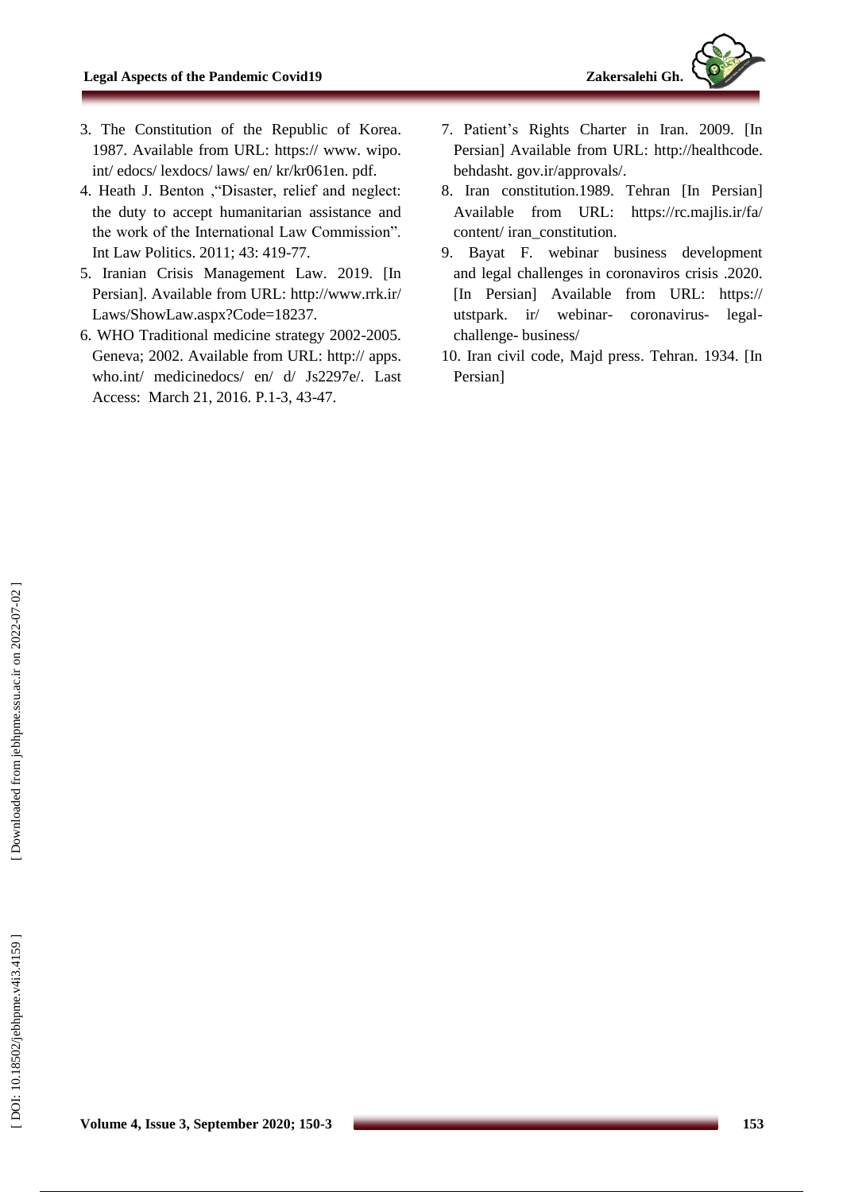3. The Constitution of the Republic of Korea. 1987. Available from URL: https:// www. wipo. int/ edocs/ lexdocs/ laws/ en/ kr/kr061en. pdf.
4. Heath J. Benton ,"Disaster, relief and neglect: the duty to accept humanitarian assistance and the work of the International Law Commission". Int Law Politics. 2011; 43: 419-77.
5. Iranian Crisis Management Law. 2019. [In Persian]. Available from URL: http://www.rrk.ir/ Laws/ShowLaw.aspx?Code=18237.
6. WHO Traditional medicine strategy 2002-2005. Geneva; 2002. Available from URL: http:// apps. who.int/ medicinedocs/ en/ d/ Js2297e/. Last Access: March 21, 2016. P.1-3, 43-47.
7. Patient's Rights Charter in Iran. 2009. [In Persian] Available from URL: http://healthcode. behdasht. gov.ir/approvals/.
8. Iran constitution.1989. Tehran [In Persian] Available from URL: https://rc.majlis.ir/fa/ content/ iran_constitution.
9. Bayat F. webinar business development and legal challenges in coronaviros crisis .2020. [In Persian] Available from URL: https:// utstpark. ir/ webinar- coronavirus- legal-challenge- business/
10. Iran civil code, Majd press. Tehran. 1934. [In Persian]